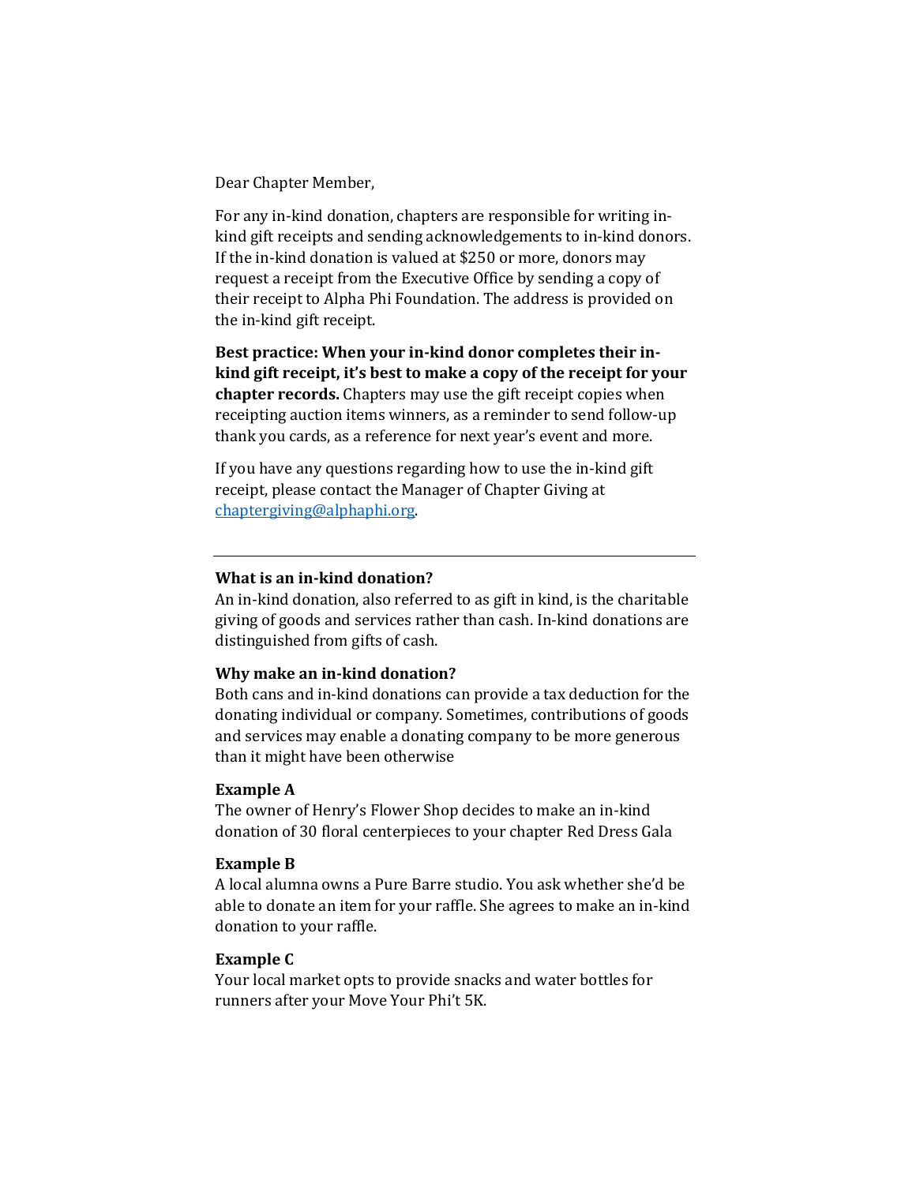Dear Chapter Member,

For any in-kind donation, chapters are responsible for writing in-kind gift receipts and sending acknowledgements to in-kind donors. If the in-kind donation is valued at $250 or more, donors may request a receipt from the Executive Office by sending a copy of their receipt to Alpha Phi Foundation. The address is provided on the in-kind gift receipt.

**Best practice: When your in-kind donor completes their in-kind gift receipt, it's best to make a copy of the receipt for your chapter records.** Chapters may use the gift receipt copies when receipting auction items winners, as a reminder to send follow-up thank you cards, as a reference for next year's event and more.

If you have any questions regarding how to use the in-kind gift receipt, please contact the Manager of Chapter Giving at chaptergiving@alphaphi.org.

---

**What is an in-kind donation?**
An in-kind donation, also referred to as gift in kind, is the charitable giving of goods and services rather than cash. In-kind donations are distinguished from gifts of cash.

**Why make an in-kind donation?**
Both cans and in-kind donations can provide a tax deduction for the donating individual or company. Sometimes, contributions of goods and services may enable a donating company to be more generous than it might have been otherwise

**Example A**
The owner of Henry's Flower Shop decides to make an in-kind donation of 30 floral centerpieces to your chapter Red Dress Gala

**Example B**
A local alumna owns a Pure Barre studio. You ask whether she'd be able to donate an item for your raffle. She agrees to make an in-kind donation to your raffle.

**Example C**
Your local market opts to provide snacks and water bottles for runners after your Move Your Phi't 5K.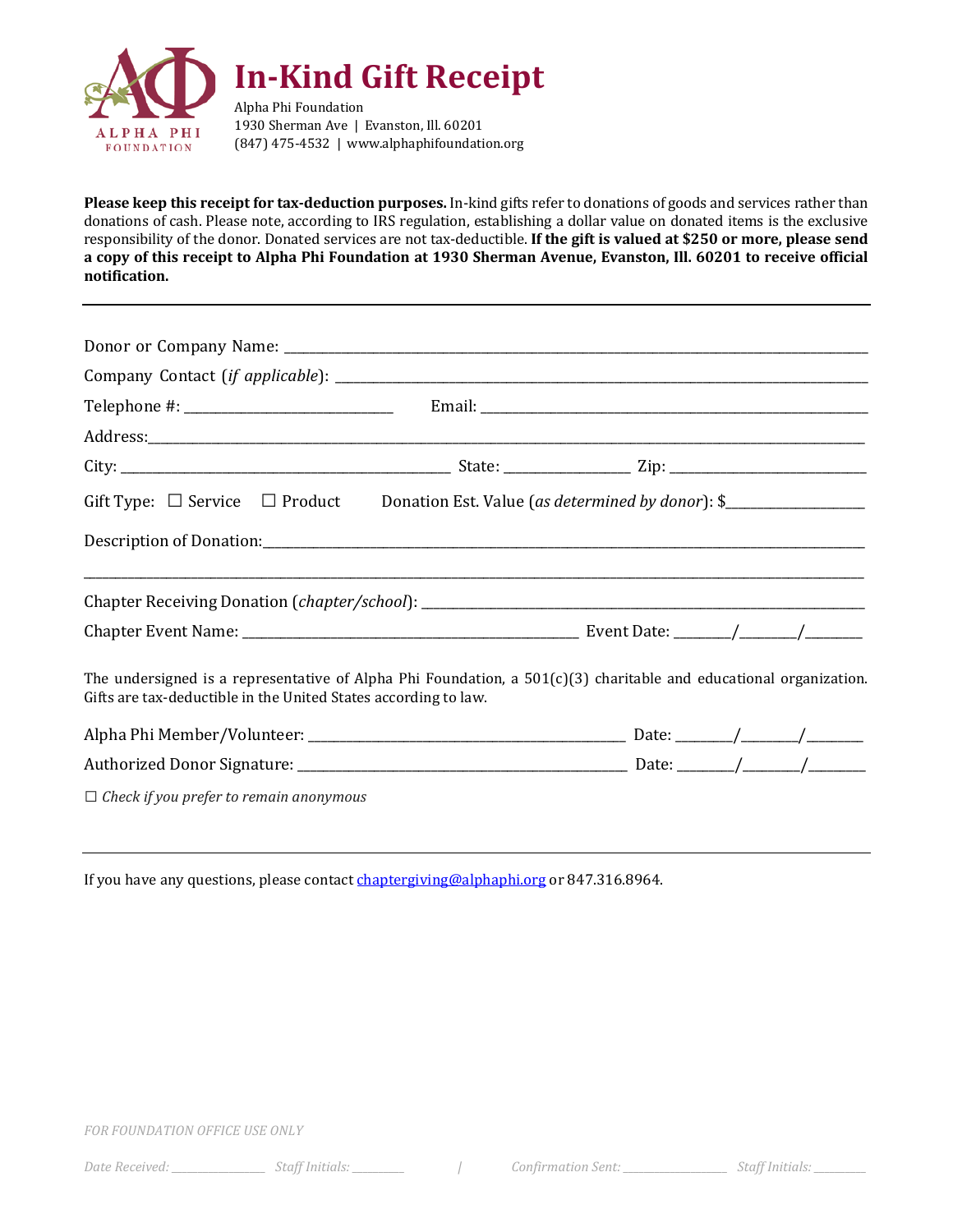# In-Kind Gift Receipt

Alpha Phi Foundation
1930 Sherman Ave | Evanston, Ill. 60201
(847) 475-4532 | www.alphaphifoundation.org

**Please keep this receipt for tax-deduction purposes.** In-kind gifts refer to donations of goods and services rather than donations of cash. Please note, according to IRS regulation, establishing a dollar value on donated items is the exclusive responsibility of the donor. Donated services are not tax-deductible. **If the gift is valued at $250 or more, please send a copy of this receipt to Alpha Phi Foundation at 1930 Sherman Avenue, Evanston, Ill. 60201 to receive official notification.**

---

Donor or Company Name: ______________________________________________

Company Contact (*if applicable*): ______________________________________________

Telephone #: ____________________ Email: ______________________________

Address:______________________________________________

City: ______________________________ State: ____________ Zip: __________________

Gift Type: ☐ Service ☐ Product Donation Est. Value (*as determined by donor*): $______________

Description of Donation:______________________________________________

______________________________________________

Chapter Receiving Donation (*chapter/school*): ______________________________________________

Chapter Event Name: ______________________________ Event Date: _____/_____/_____

The undersigned is a representative of Alpha Phi Foundation, a 501(c)(3) charitable and educational organization. Gifts are tax-deductible in the United States according to law.

Alpha Phi Member/Volunteer: ______________________________ Date: _____/_____/_____

Authorized Donor Signature: ______________________________ Date: _____/_____/_____

☐ *Check if you prefer to remain anonymous*

---

If you have any questions, please contact chaptergiving@alphaphi.org or 847.316.8964.

*FOR FOUNDATION OFFICE USE ONLY*

*Date Received:* __________ *Staff Initials:* ______ | *Confirmation Sent:* __________ *Staff Initials:* ______